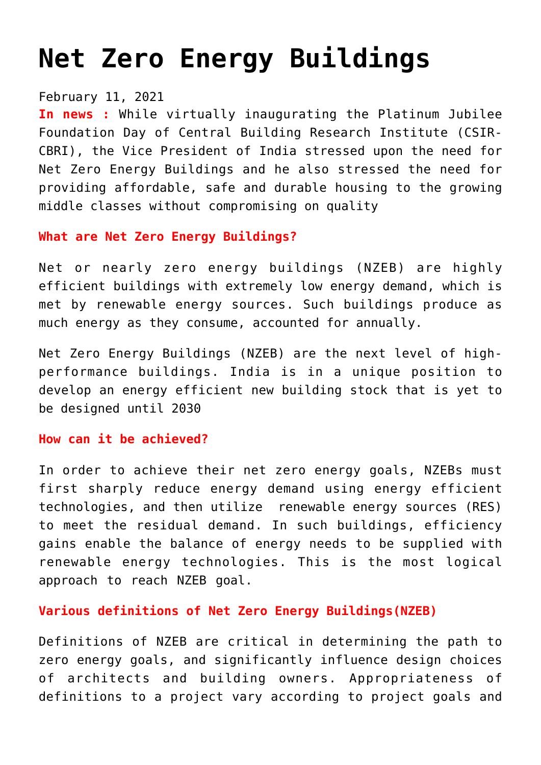# Net Zero Energy Buildings

February 11, 2021

**In news :** While virtually inaugurating the Platinum Jubilee Foundation Day of Central Building Research Institute (CSIR-CBRI), the Vice President of India stressed upon the need for Net Zero Energy Buildings and he also stressed the need for providing affordable, safe and durable housing to the growing middle classes without compromising on quality

**What are Net Zero Energy Buildings?**

Net or nearly zero energy buildings (NZEB) are highly efficient buildings with extremely low energy demand, which is met by renewable energy sources. Such buildings produce as much energy as they consume, accounted for annually.

Net Zero Energy Buildings (NZEB) are the next level of high-performance buildings. India is in a unique position to develop an energy efficient new building stock that is yet to be designed until 2030

**How can it be achieved?**

In order to achieve their net zero energy goals, NZEBs must first sharply reduce energy demand using energy efficient technologies, and then utilize renewable energy sources (RES) to meet the residual demand. In such buildings, efficiency gains enable the balance of energy needs to be supplied with renewable energy technologies. This is the most logical approach to reach NZEB goal.

**Various definitions of Net Zero Energy Buildings(NZEB)**

Definitions of NZEB are critical in determining the path to zero energy goals, and significantly influence design choices of architects and building owners. Appropriateness of definitions to a project vary according to project goals and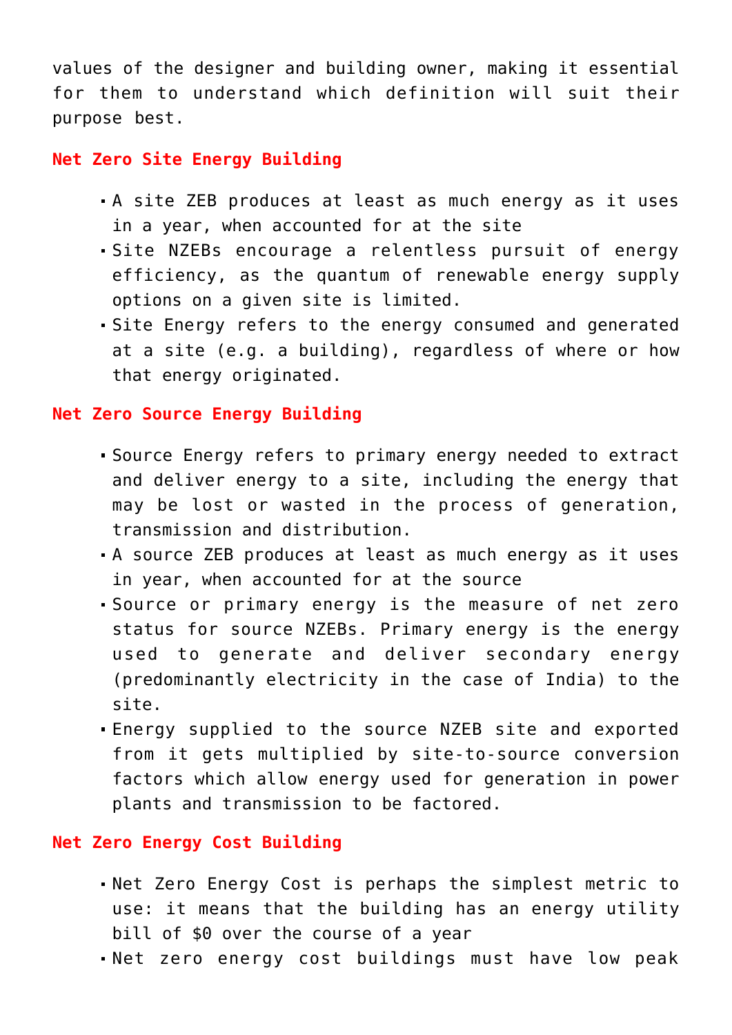values of the designer and building owner, making it essential for them to understand which definition will suit their purpose best.

### Net Zero Site Energy Building

- A site ZEB produces at least as much energy as it uses in a year, when accounted for at the site
- Site NZEBs encourage a relentless pursuit of energy efficiency, as the quantum of renewable energy supply options on a given site is limited.
- Site Energy refers to the energy consumed and generated at a site (e.g. a building), regardless of where or how that energy originated.

### Net Zero Source Energy Building

- Source Energy refers to primary energy needed to extract and deliver energy to a site, including the energy that may be lost or wasted in the process of generation, transmission and distribution.
- A source ZEB produces at least as much energy as it uses in year, when accounted for at the source
- Source or primary energy is the measure of net zero status for source NZEBs. Primary energy is the energy used to generate and deliver secondary energy (predominantly electricity in the case of India) to the site.
- Energy supplied to the source NZEB site and exported from it gets multiplied by site-to-source conversion factors which allow energy used for generation in power plants and transmission to be factored.

### Net Zero Energy Cost Building

- Net Zero Energy Cost is perhaps the simplest metric to use: it means that the building has an energy utility bill of $0 over the course of a year
- Net zero energy cost buildings must have low peak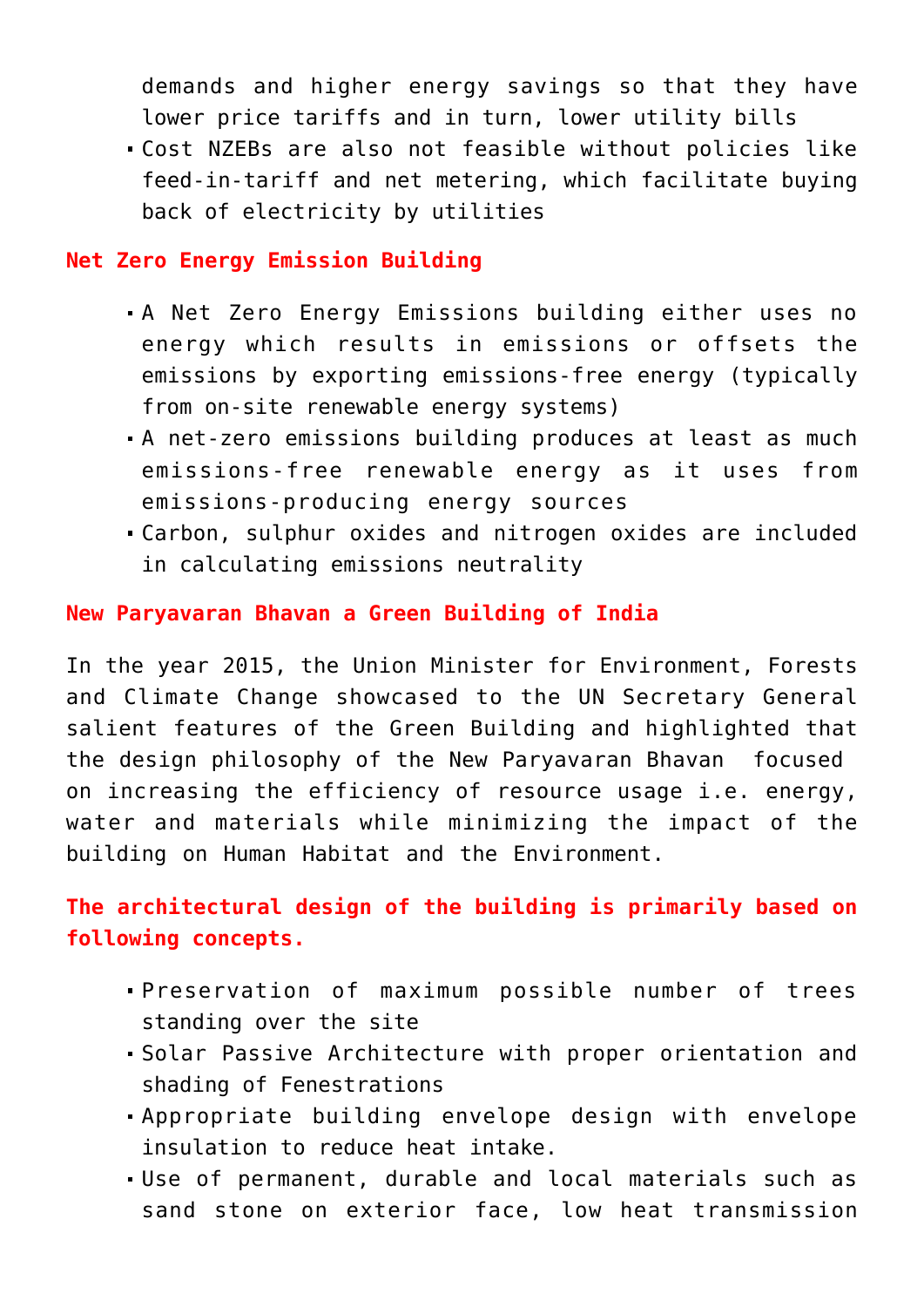demands and higher energy savings so that they have lower price tariffs and in turn, lower utility bills

- Cost NZEBs are also not feasible without policies like feed-in-tariff and net metering, which facilitate buying back of electricity by utilities

## Net Zero Energy Emission Building

- A Net Zero Energy Emissions building either uses no energy which results in emissions or offsets the emissions by exporting emissions-free energy (typically from on-site renewable energy systems)
- A net-zero emissions building produces at least as much emissions-free renewable energy as it uses from emissions-producing energy sources
- Carbon, sulphur oxides and nitrogen oxides are included in calculating emissions neutrality

## New Paryavaran Bhavan a Green Building of India

In the year 2015, the Union Minister for Environment, Forests and Climate Change showcased to the UN Secretary General salient features of the Green Building and highlighted that the design philosophy of the New Paryavaran Bhavan focused on increasing the efficiency of resource usage i.e. energy, water and materials while minimizing the impact of the building on Human Habitat and the Environment.

## The architectural design of the building is primarily based on following concepts.

- Preservation of maximum possible number of trees standing over the site
- Solar Passive Architecture with proper orientation and shading of Fenestrations
- Appropriate building envelope design with envelope insulation to reduce heat intake.
- Use of permanent, durable and local materials such as sand stone on exterior face, low heat transmission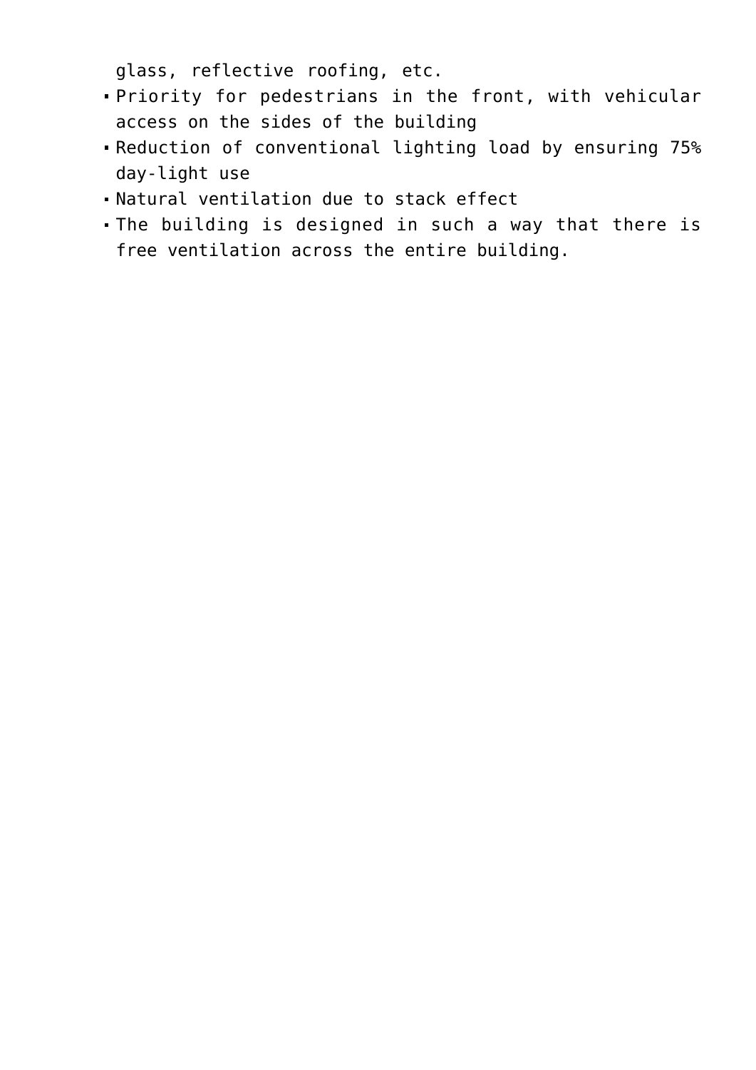glass, reflective roofing, etc.

- Priority for pedestrians in the front, with vehicular access on the sides of the building
- Reduction of conventional lighting load by ensuring 75% day-light use
- Natural ventilation due to stack effect
- The building is designed in such a way that there is free ventilation across the entire building.